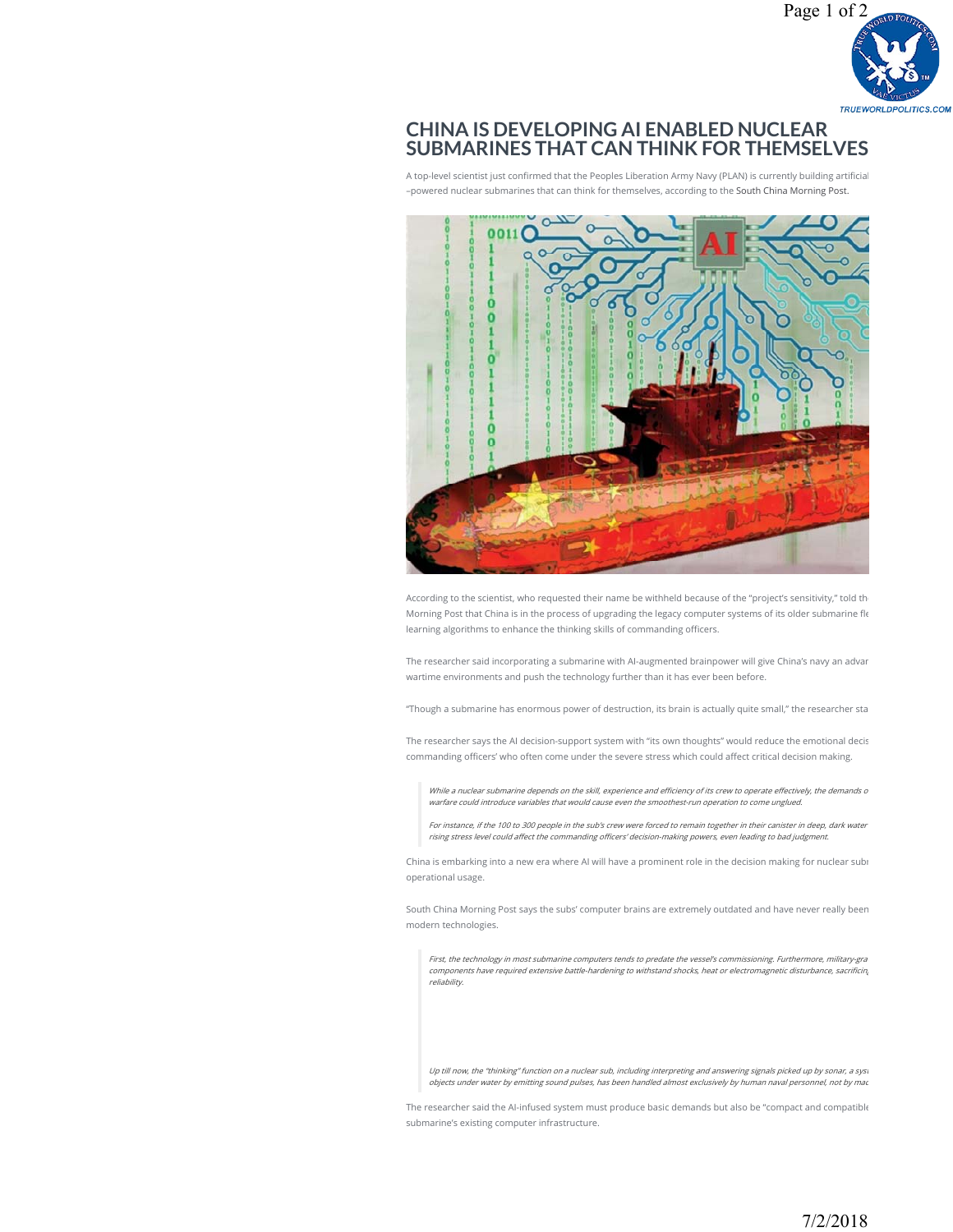# CHINA IS DEVELOPING AI ENABLED NUCLEAR SUBMARINES THAT CAN THINK FOR THEMSELVES

A top-level scientist just confirmed that the Peoples Liberation Army Navy (PLAN) is currently building artificial –powered nuclear submarines that can think for themselves, according to the South China Morning Post.

According to the scientist, who requested their name be withheld because of the "project's sensitivity," told th Morning Post that China is in the process of upgrading the legacy computer systems of its older submarine fle learning algorithms to enhance the thinking skills of commanding officers.

The researcher said incorporating a submarine with AI-augmented brainpower will give China's navy an advar wartime environments and push the technology further than it has ever been before.

"Though a submarine has enormous power of destruction, its brain is actually quite small," the researcher sta

The researcher says the AI decision-support system with "its own thoughts" would reduce the emotional decis commanding officers' who often come under the severe stress which could affect critical decision making.

> *While a nuclear submarine depends on the skill, experience and efficiency of its crew to operate effectively, the demands o warfare could introduce variables that would cause even the smoothest-run operation to come unglued.*
>
> *For instance, if the 100 to 300 people in the sub's crew were forced to remain together in their canister in deep, dark water rising stress level could affect the commanding officers' decision-making powers, even leading to bad judgment.*

China is embarking into a new era where AI will have a prominent role in the decision making for nuclear subı operational usage.

South China Morning Post says the subs' computer brains are extremely outdated and have never really been modern technologies.

> *First, the technology in most submarine computers tends to predate the vessel's commissioning. Furthermore, military-gra components have required extensive battle-hardening to withstand shocks, heat or electromagnetic disturbance, sacrificin reliability.*
>
> *Up till now, the "thinking" function on a nuclear sub, including interpreting and answering signals picked up by sonar, a syst objects under water by emitting sound pulses, has been handled almost exclusively by human naval personnel, not by mac*

The researcher said the AI-infused system must produce basic demands but also be "compact and compatible submarine's existing computer infrastructure.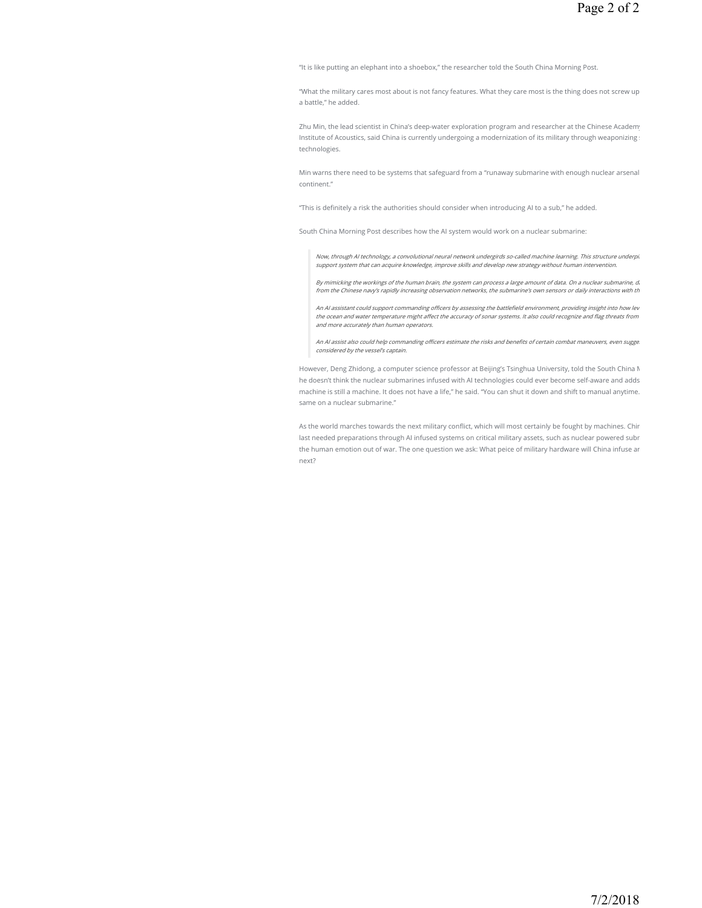"It is like putting an elephant into a shoebox," the researcher told the South China Morning Post.

"What the military cares most about is not fancy features. What they care most is the thing does not screw up a battle," he added.

Zhu Min, the lead scientist in China's deep-water exploration program and researcher at the Chinese Academy Institute of Acoustics, said China is currently undergoing a modernization of its military through weaponizing technologies.

Min warns there need to be systems that safeguard from a "runaway submarine with enough nuclear arsenal continent."

"This is definitely a risk the authorities should consider when introducing AI to a sub," he added.

South China Morning Post describes how the AI system would work on a nuclear submarine:

> *Now, through AI technology, a convolutional neural network undergirds so-called machine learning. This structure underpi support system that can acquire knowledge, improve skills and develop new strategy without human intervention.*
>
> *By mimicking the workings of the human brain, the system can process a large amount of data. On a nuclear submarine, d from the Chinese navy's rapidly increasing observation networks, the submarine's own sensors or daily interactions with th*
>
> *An AI assistant could support commanding officers by assessing the battlefield environment, providing insight into how lev the ocean and water temperature might affect the accuracy of sonar systems. It also could recognize and flag threats from and more accurately than human operators.*
>
> *An AI assist also could help commanding officers estimate the risks and benefits of certain combat maneuvers, even sugge considered by the vessel's captain.*

However, Deng Zhidong, a computer science professor at Beijing's Tsinghua University, told the South China M he doesn't think the nuclear submarines infused with AI technologies could ever become self-aware and adds machine is still a machine. It does not have a life," he said. "You can shut it down and shift to manual anytime. same on a nuclear submarine."

As the world marches towards the next military conflict, which will most certainly be fought by machines. Chir last needed preparations through AI infused systems on critical military assets, such as nuclear powered subr the human emotion out of war. The one question we ask: What peice of military hardware will China infuse ar next?